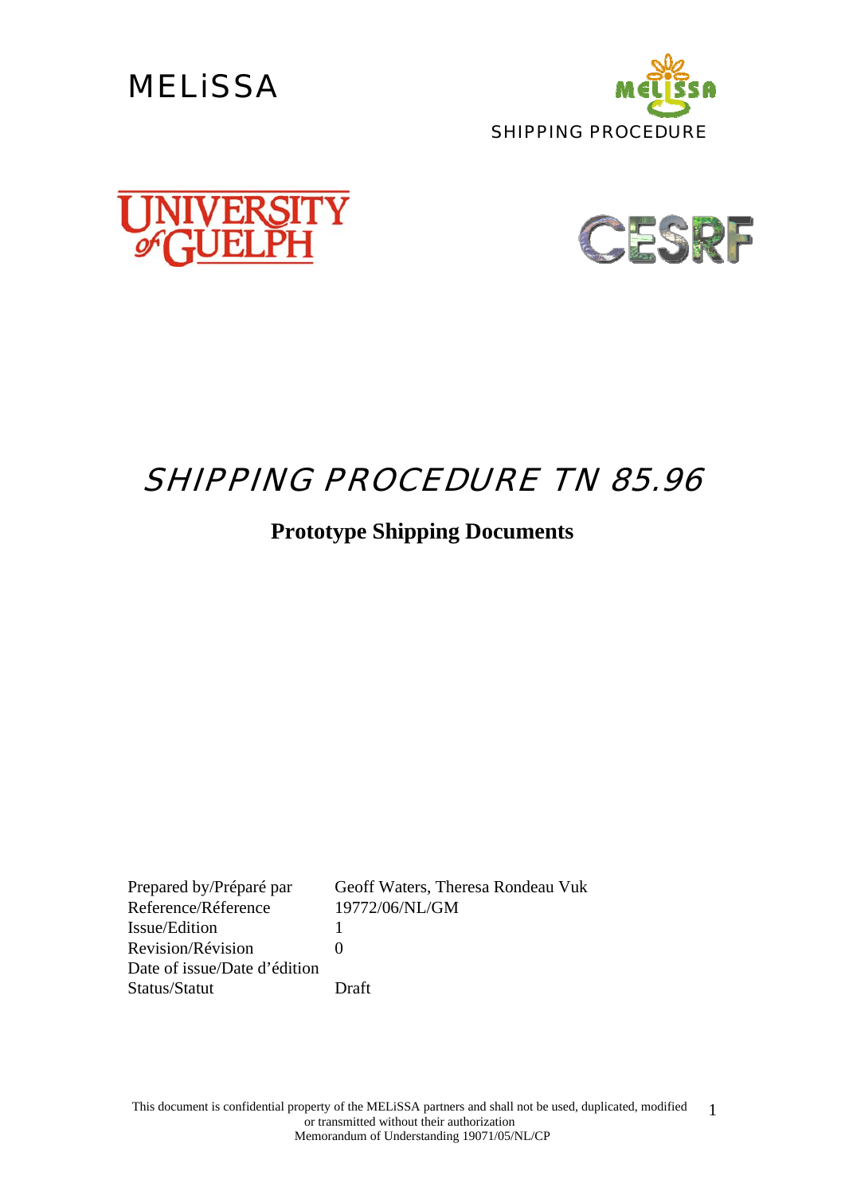MELiSSA

SHIPPING PROCEDURE

# SHIPPING PROCEDURE TN 85.96

## Prototype Shipping Documents

| | |
|---|---|
| Prepared by/Préparé par | Geoff Waters, Theresa Rondeau Vuk |
| Reference/Réference | 19772/06/NL/GM |
| Issue/Edition | 1 |
| Revision/Révision | 0 |
| Date of issue/Date d'édition | |
| Status/Statut | Draft |

This document is confidential property of the MELiSSA partners and shall not be used, duplicated, modified or transmitted without their authorization
Memorandum of Understanding 19071/05/NL/CP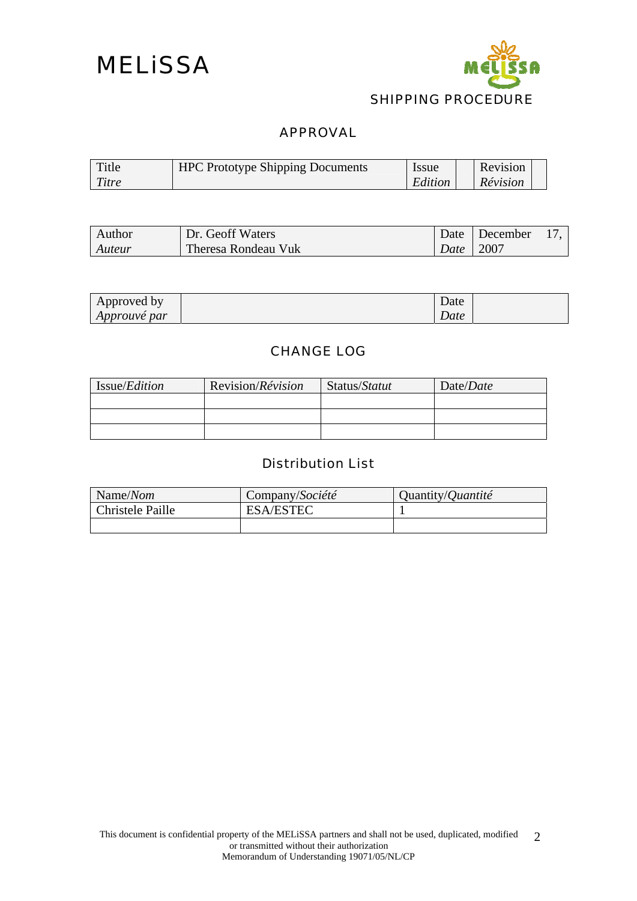# APPROVAL

| Title<br>*Titre* | HPC Prototype Shipping Documents | Issue<br>*Edition* | | Revision<br>*Révision* | |
|---|---|---|---|---|---|

| Author<br>*Auteur* | Dr. Geoff Waters<br>Theresa Rondeau Vuk | Date<br>*Date* | December 17, 2007 |
|---|---|---|---|

| Approved by<br>*Approuvé par* | | Date<br>*Date* | |
|---|---|---|---|

# CHANGE LOG

| Issue/*Edition* | Revision/*Révision* | Status/*Statut* | Date/*Date* |
|---|---|---|---|
| | | | |
| | | | |
| | | | |

# Distribution List

| Name/*Nom* | Company/*Société* | Quantity/*Quantité* |
|---|---|---|
| Christele Paille | ESA/ESTEC | 1 |
| | | |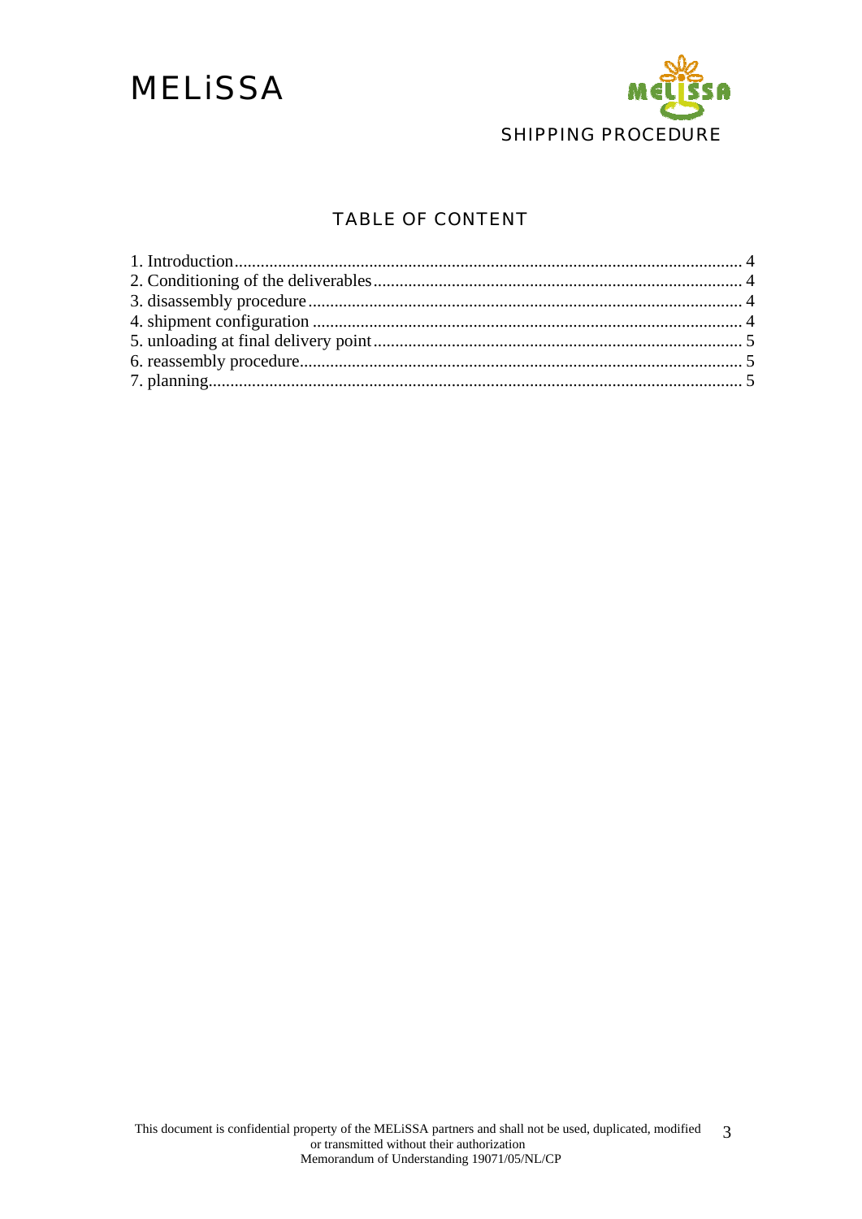## TABLE OF CONTENT

1. Introduction .................................................................................................... 4
2. Conditioning of the deliverables .................................................................... 4
3. disassembly procedure ................................................................................... 4
4. shipment configuration .................................................................................. 4
5. unloading at final delivery point .................................................................... 5
6. reassembly procedure ..................................................................................... 5
7. planning .......................................................................................................... 5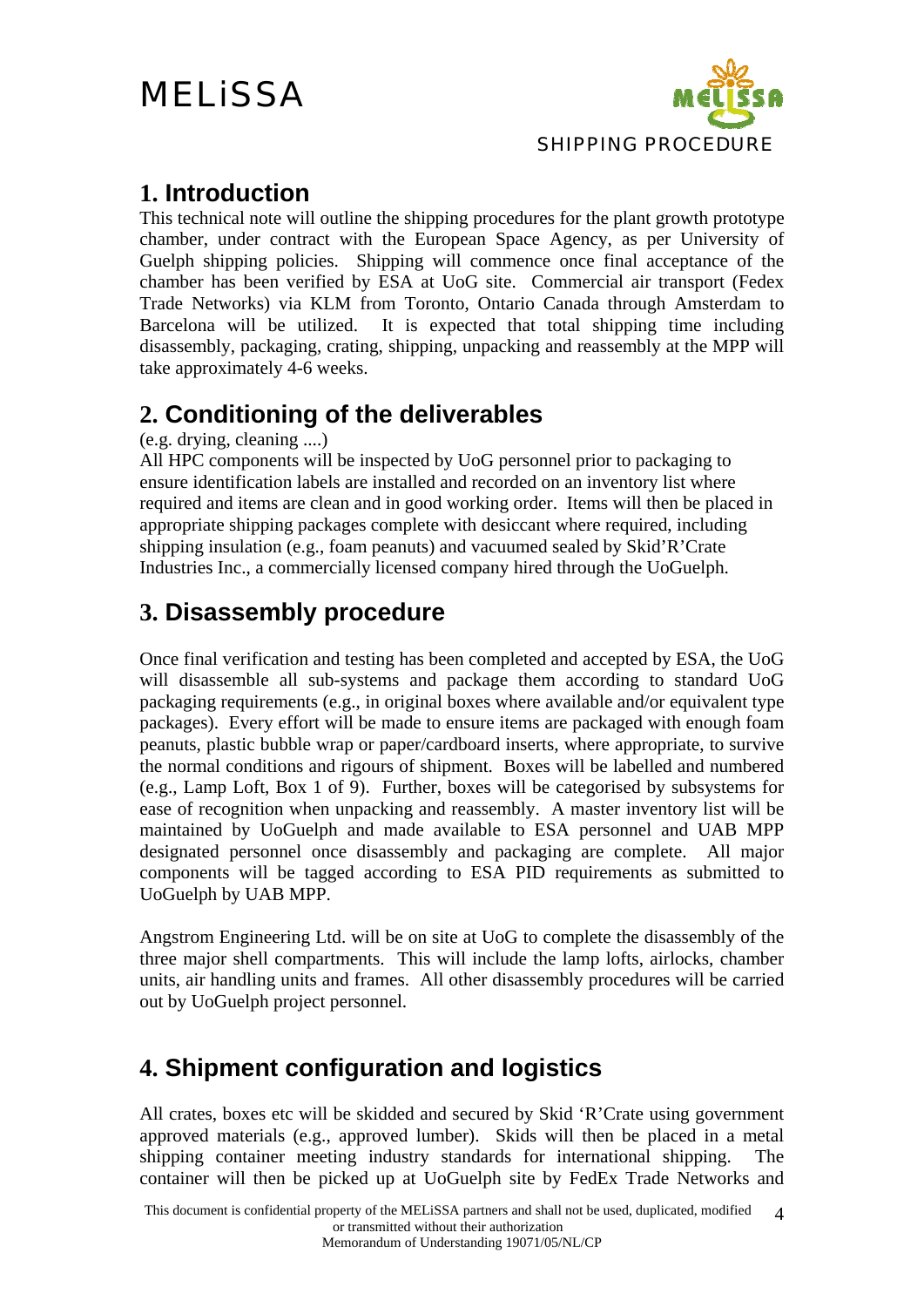## 1. Introduction

This technical note will outline the shipping procedures for the plant growth prototype chamber, under contract with the European Space Agency, as per University of Guelph shipping policies. Shipping will commence once final acceptance of the chamber has been verified by ESA at UoG site. Commercial air transport (Fedex Trade Networks) via KLM from Toronto, Ontario Canada through Amsterdam to Barcelona will be utilized. It is expected that total shipping time including disassembly, packaging, crating, shipping, unpacking and reassembly at the MPP will take approximately 4-6 weeks.

## 2. Conditioning of the deliverables

(e.g. drying, cleaning ....)

All HPC components will be inspected by UoG personnel prior to packaging to ensure identification labels are installed and recorded on an inventory list where required and items are clean and in good working order. Items will then be placed in appropriate shipping packages complete with desiccant where required, including shipping insulation (e.g., foam peanuts) and vacuumed sealed by Skid'R'Crate Industries Inc., a commercially licensed company hired through the UoGuelph.

## 3. Disassembly procedure

Once final verification and testing has been completed and accepted by ESA, the UoG will disassemble all sub-systems and package them according to standard UoG packaging requirements (e.g., in original boxes where available and/or equivalent type packages). Every effort will be made to ensure items are packaged with enough foam peanuts, plastic bubble wrap or paper/cardboard inserts, where appropriate, to survive the normal conditions and rigours of shipment. Boxes will be labelled and numbered (e.g., Lamp Loft, Box 1 of 9). Further, boxes will be categorised by subsystems for ease of recognition when unpacking and reassembly. A master inventory list will be maintained by UoGuelph and made available to ESA personnel and UAB MPP designated personnel once disassembly and packaging are complete. All major components will be tagged according to ESA PID requirements as submitted to UoGuelph by UAB MPP.

Angstrom Engineering Ltd. will be on site at UoG to complete the disassembly of the three major shell compartments. This will include the lamp lofts, airlocks, chamber units, air handling units and frames. All other disassembly procedures will be carried out by UoGuelph project personnel.

## 4. Shipment configuration and logistics

All crates, boxes etc will be skidded and secured by Skid 'R'Crate using government approved materials (e.g., approved lumber). Skids will then be placed in a metal shipping container meeting industry standards for international shipping. The container will then be picked up at UoGuelph site by FedEx Trade Networks and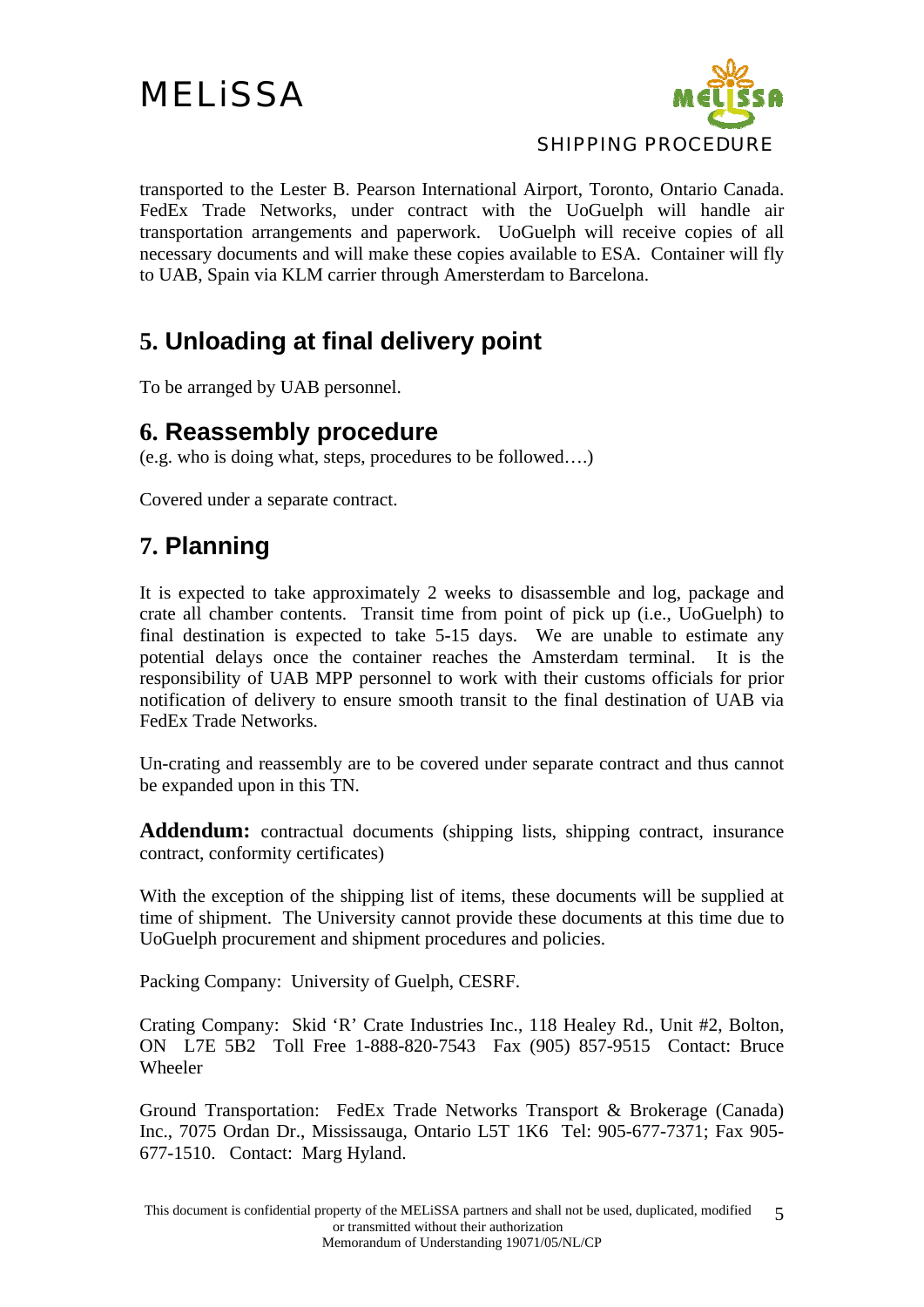transported to the Lester B. Pearson International Airport, Toronto, Ontario Canada. FedEx Trade Networks, under contract with the UoGuelph will handle air transportation arrangements and paperwork. UoGuelph will receive copies of all necessary documents and will make these copies available to ESA. Container will fly to UAB, Spain via KLM carrier through Amersterdam to Barcelona.

## 5. Unloading at final delivery point

To be arranged by UAB personnel.

## 6. Reassembly procedure

(e.g. who is doing what, steps, procedures to be followed….)

Covered under a separate contract.

## 7. Planning

It is expected to take approximately 2 weeks to disassemble and log, package and crate all chamber contents. Transit time from point of pick up (i.e., UoGuelph) to final destination is expected to take 5-15 days. We are unable to estimate any potential delays once the container reaches the Amsterdam terminal. It is the responsibility of UAB MPP personnel to work with their customs officials for prior notification of delivery to ensure smooth transit to the final destination of UAB via FedEx Trade Networks.

Un-crating and reassembly are to be covered under separate contract and thus cannot be expanded upon in this TN.

**Addendum:** contractual documents (shipping lists, shipping contract, insurance contract, conformity certificates)

With the exception of the shipping list of items, these documents will be supplied at time of shipment. The University cannot provide these documents at this time due to UoGuelph procurement and shipment procedures and policies.

Packing Company: University of Guelph, CESRF.

Crating Company: Skid 'R' Crate Industries Inc., 118 Healey Rd., Unit #2, Bolton, ON L7E 5B2 Toll Free 1-888-820-7543 Fax (905) 857-9515 Contact: Bruce Wheeler

Ground Transportation: FedEx Trade Networks Transport & Brokerage (Canada) Inc., 7075 Ordan Dr., Mississauga, Ontario L5T 1K6 Tel: 905-677-7371; Fax 905-677-1510. Contact: Marg Hyland.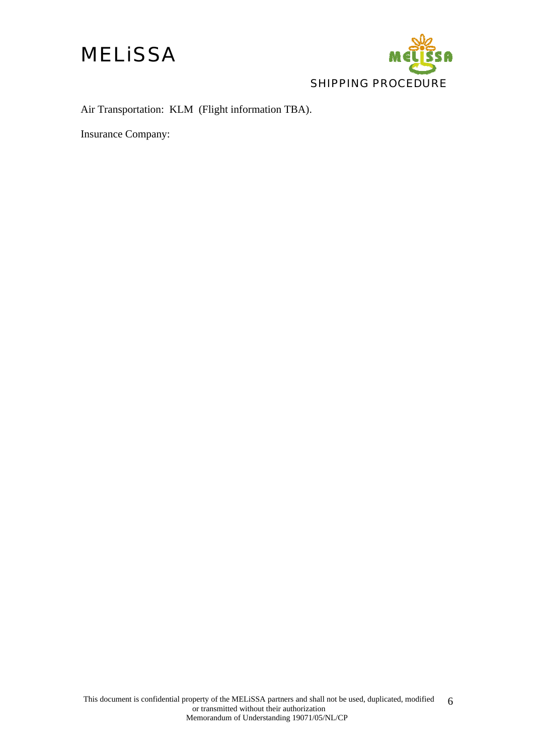Air Transportation: KLM (Flight information TBA).

Insurance Company: